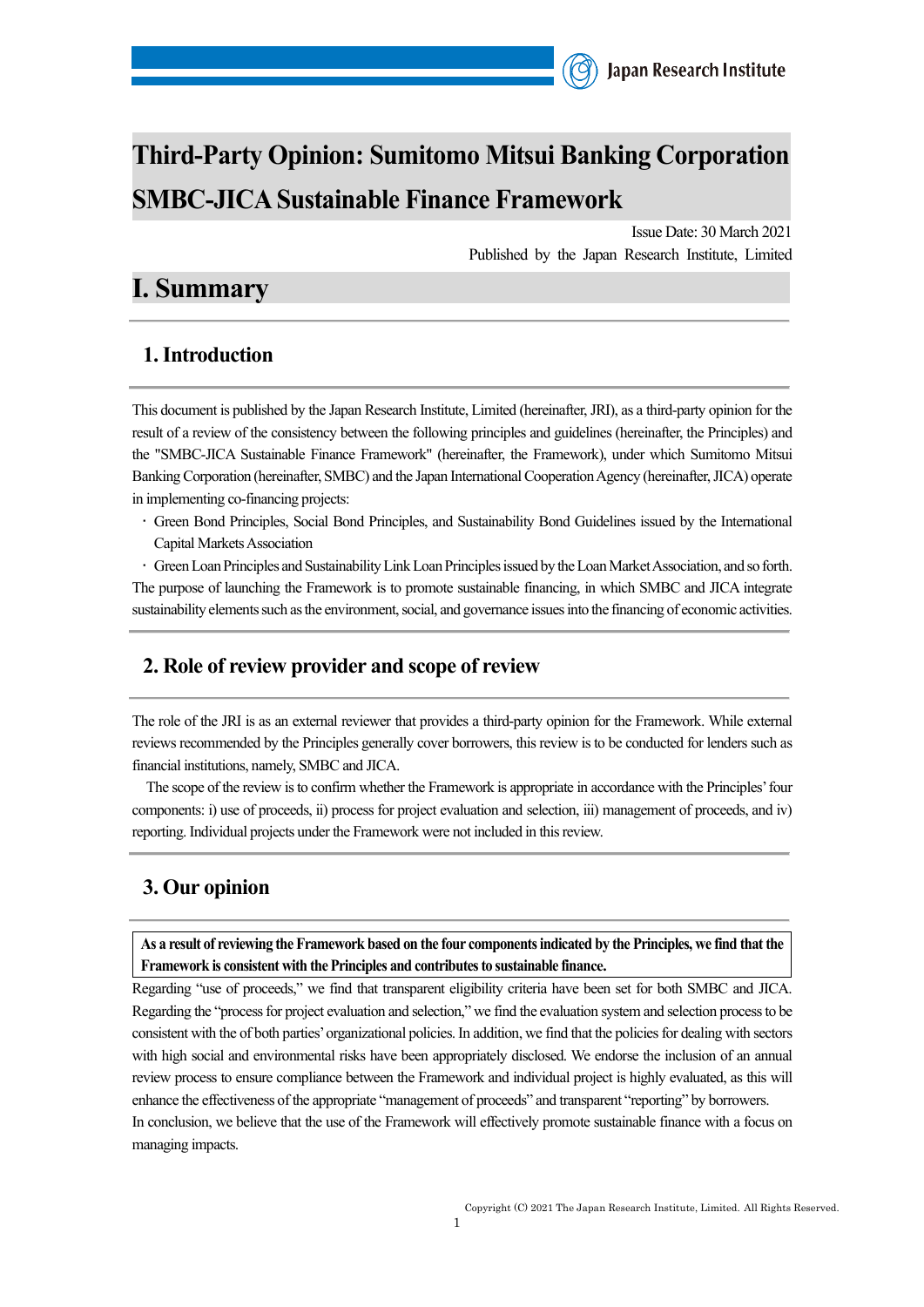# Third-Party Opinion: Sumitomo Mitsui Banking Corporation SMBC-JICA Sustainable Finance Framework

Issue Date: 30 March 2021

Published by the Japan Research Institute, Limited

# I. Summary

## 1. Introduction

This document is published by the Japan Research Institute, Limited (hereinafter, JRI), as a third-party opinion for the result of a review of the consistency between the following principles and guidelines (hereinafter, the Principles) and the "SMBC-JICA Sustainable Finance Framework" (hereinafter, the Framework), under which Sumitomo Mitsui Banking Corporation (hereinafter, SMBC) and the Japan International Cooperation Agency (hereinafter, JICA) operate in implementing co-financing projects:

- Green Bond Principles, Social Bond Principles, and Sustainability Bond Guidelines issued by the International Capital Markets Association
- Green Loan Principles and Sustainability Link Loan Principles issued by the Loan Market Association, and so forth.

The purpose of launching the Framework is to promote sustainable financing, in which SMBC and JICA integrate sustainability elements such as the environment, social, and governance issues into the financing of economic activities.

## 2. Role of review provider and scope of review

The role of the JRI is as an external reviewer that provides a third-party opinion for the Framework. While external reviews recommended by the Principles generally cover borrowers, this review is to be conducted for lenders such as financial institutions, namely, SMBC and JICA.

The scope of the review is to confirm whether the Framework is appropriate in accordance with the Principles' four components: i) use of proceeds, ii) process for project evaluation and selection, iii) management of proceeds, and iv) reporting. Individual projects under the Framework were not included in this review.

## 3. Our opinion

**As a result of reviewing the Framework based on the four components indicated by the Principles, we find that the Framework is consistent with the Principles and contributes to sustainable finance.**

Regarding "use of proceeds," we find that transparent eligibility criteria have been set for both SMBC and JICA. Regarding the "process for project evaluation and selection," we find the evaluation system and selection process to be consistent with the of both parties' organizational policies. In addition, we find that the policies for dealing with sectors with high social and environmental risks have been appropriately disclosed. We endorse the inclusion of an annual review process to ensure compliance between the Framework and individual project is highly evaluated, as this will enhance the effectiveness of the appropriate "management of proceeds" and transparent "reporting" by borrowers.

In conclusion, we believe that the use of the Framework will effectively promote sustainable finance with a focus on managing impacts.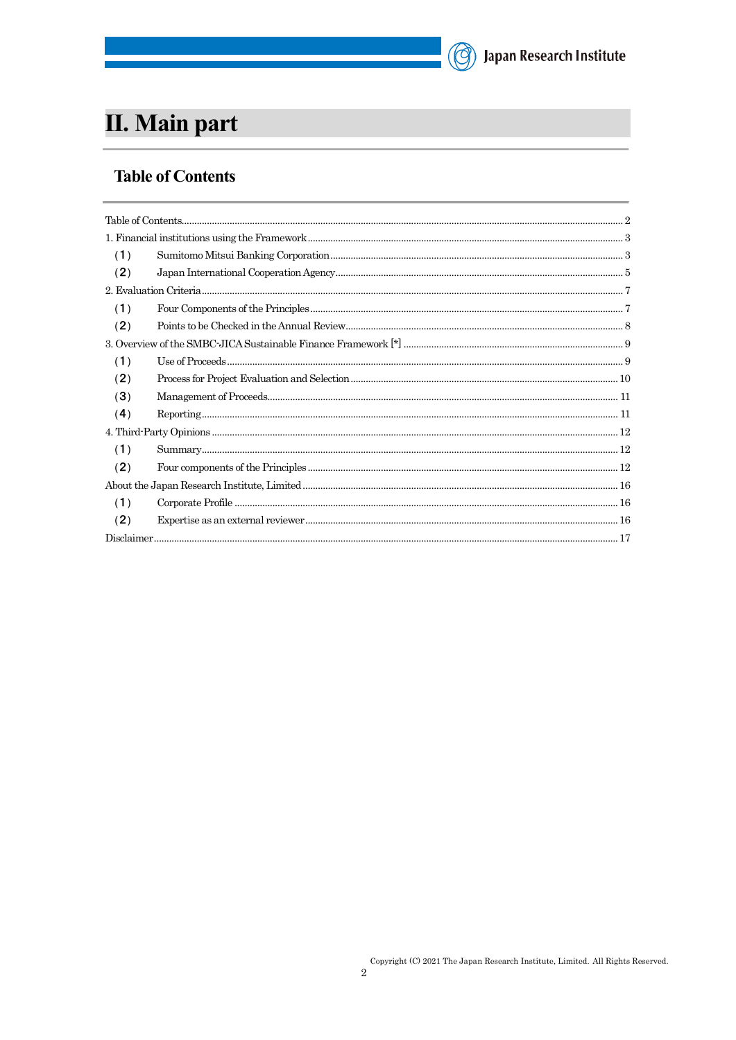# II. Main part

## Table of Contents

Table of Contents ........ 2
1. Financial institutions using the Framework ........ 3
   (1) Sumitomo Mitsui Banking Corporation ........ 3
   (2) Japan International Cooperation Agency ........ 5
2. Evaluation Criteria ........ 7
   (1) Four Components of the Principles ........ 7
   (2) Points to be Checked in the Annual Review ........ 8
3. Overview of the SMBC-JICA Sustainable Finance Framework [*] ........ 9
   (1) Use of Proceeds ........ 9
   (2) Process for Project Evaluation and Selection ........ 10
   (3) Management of Proceeds ........ 11
   (4) Reporting ........ 11
4. Third-Party Opinions ........ 12
   (1) Summary ........ 12
   (2) Four components of the Principles ........ 12
About the Japan Research Institute, Limited ........ 16
   (1) Corporate Profile ........ 16
   (2) Expertise as an external reviewer ........ 16
Disclaimer ........ 17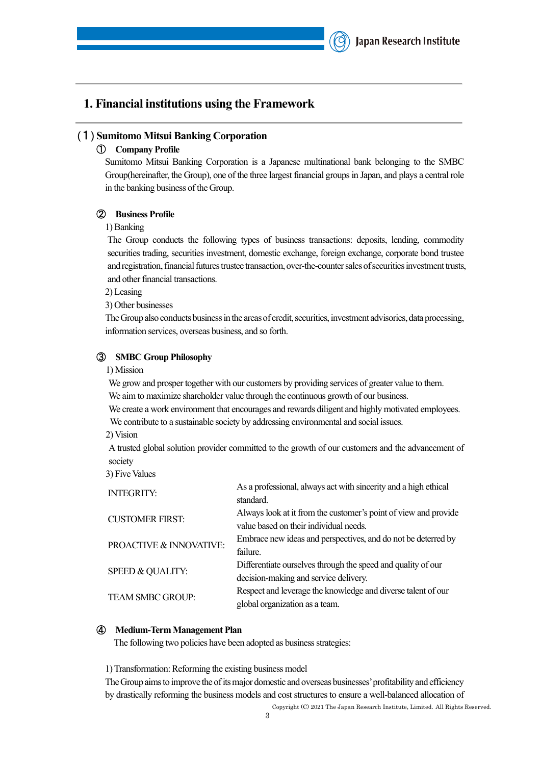# 1. Financial institutions using the Framework

## (1) Sumitomo Mitsui Banking Corporation

### ① Company Profile

Sumitomo Mitsui Banking Corporation is a Japanese multinational bank belonging to the SMBC Group(hereinafter, the Group), one of the three largest financial groups in Japan, and plays a central role in the banking business of the Group.

### ② Business Profile

1) Banking

The Group conducts the following types of business transactions: deposits, lending, commodity securities trading, securities investment, domestic exchange, foreign exchange, corporate bond trustee and registration, financial futures trustee transaction, over-the-counter sales of securities investment trusts, and other financial transactions.

2) Leasing

3) Other businesses

The Group also conducts business in the areas of credit, securities, investment advisories, data processing, information services, overseas business, and so forth.

### ③ SMBC Group Philosophy

1) Mission

We grow and prosper together with our customers by providing services of greater value to them.
We aim to maximize shareholder value through the continuous growth of our business.
We create a work environment that encourages and rewards diligent and highly motivated employees.
We contribute to a sustainable society by addressing environmental and social issues.

2) Vision

A trusted global solution provider committed to the growth of our customers and the advancement of society

3) Five Values

| | |
|---|---|
| INTEGRITY: | As a professional, always act with sincerity and a high ethical standard. |
| CUSTOMER FIRST: | Always look at it from the customer's point of view and provide value based on their individual needs. |
| PROACTIVE & INNOVATIVE: | Embrace new ideas and perspectives, and do not be deterred by failure. |
| SPEED & QUALITY: | Differentiate ourselves through the speed and quality of our decision-making and service delivery. |
| TEAM SMBC GROUP: | Respect and leverage the knowledge and diverse talent of our global organization as a team. |

### ④ Medium-Term Management Plan

The following two policies have been adopted as business strategies:

1) Transformation: Reforming the existing business model

The Group aims to improve the of its major domestic and overseas businesses' profitability and efficiency by drastically reforming the business models and cost structures to ensure a well-balanced allocation of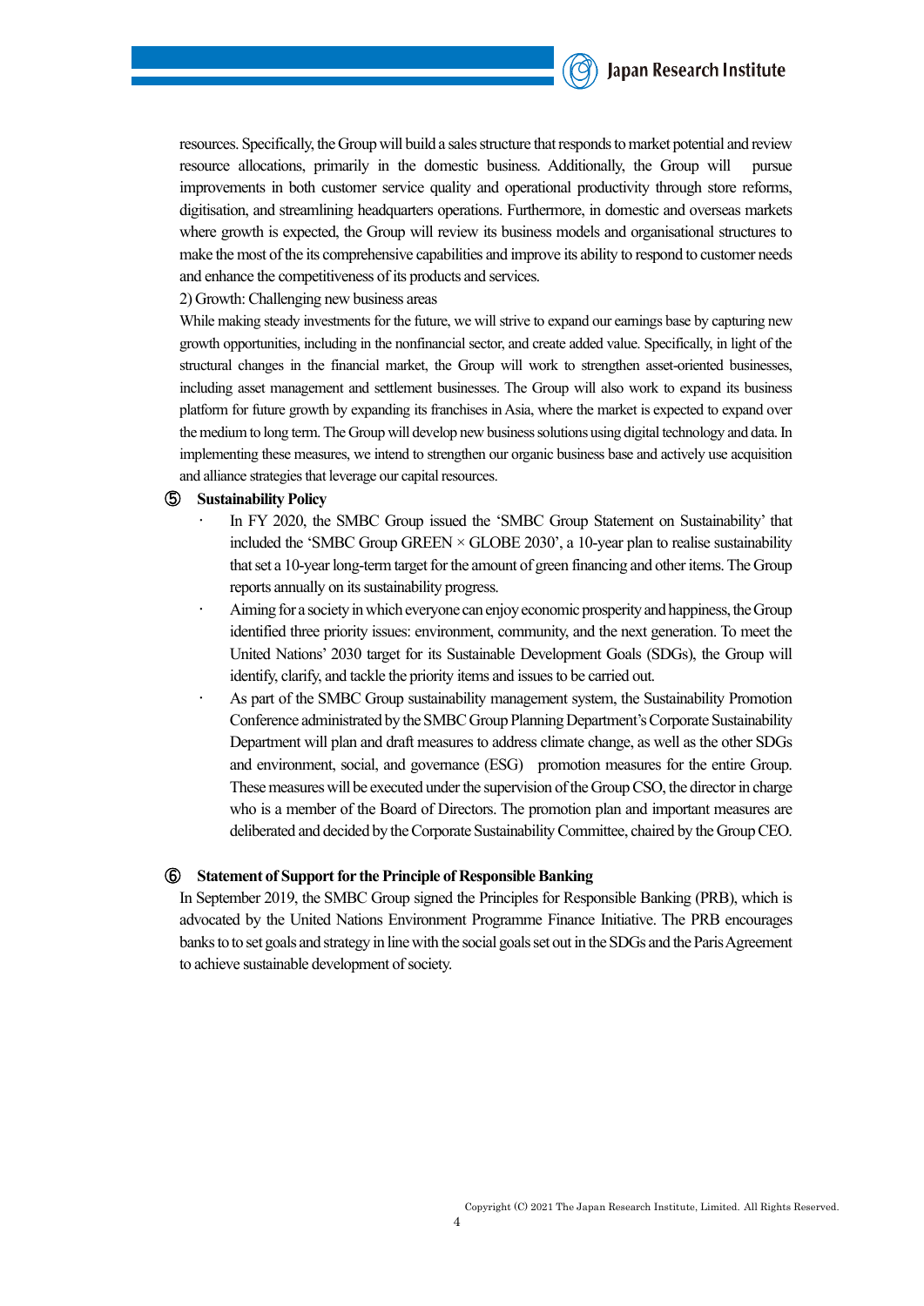resources. Specifically, the Group will build a sales structure that responds to market potential and review resource allocations, primarily in the domestic business. Additionally, the Group will pursue improvements in both customer service quality and operational productivity through store reforms, digitisation, and streamlining headquarters operations. Furthermore, in domestic and overseas markets where growth is expected, the Group will review its business models and organisational structures to make the most of the its comprehensive capabilities and improve its ability to respond to customer needs and enhance the competitiveness of its products and services.

2) Growth: Challenging new business areas

While making steady investments for the future, we will strive to expand our earnings base by capturing new growth opportunities, including in the nonfinancial sector, and create added value. Specifically, in light of the structural changes in the financial market, the Group will work to strengthen asset-oriented businesses, including asset management and settlement businesses. The Group will also work to expand its business platform for future growth by expanding its franchises in Asia, where the market is expected to expand over the medium to long term. The Group will develop new business solutions using digital technology and data. In implementing these measures, we intend to strengthen our organic business base and actively use acquisition and alliance strategies that leverage our capital resources.

**⑤ Sustainability Policy**

- In FY 2020, the SMBC Group issued the 'SMBC Group Statement on Sustainability' that included the 'SMBC Group GREEN × GLOBE 2030', a 10-year plan to realise sustainability that set a 10-year long-term target for the amount of green financing and other items. The Group reports annually on its sustainability progress.
- Aiming for a society in which everyone can enjoy economic prosperity and happiness, the Group identified three priority issues: environment, community, and the next generation. To meet the United Nations' 2030 target for its Sustainable Development Goals (SDGs), the Group will identify, clarify, and tackle the priority items and issues to be carried out.
- As part of the SMBC Group sustainability management system, the Sustainability Promotion Conference administrated by the SMBC Group Planning Department's Corporate Sustainability Department will plan and draft measures to address climate change, as well as the other SDGs and environment, social, and governance (ESG) promotion measures for the entire Group. These measures will be executed under the supervision of the Group CSO, the director in charge who is a member of the Board of Directors. The promotion plan and important measures are deliberated and decided by the Corporate Sustainability Committee, chaired by the Group CEO.

**⑥ Statement of Support for the Principle of Responsible Banking**

In September 2019, the SMBC Group signed the Principles for Responsible Banking (PRB), which is advocated by the United Nations Environment Programme Finance Initiative. The PRB encourages banks to to set goals and strategy in line with the social goals set out in the SDGs and the Paris Agreement to achieve sustainable development of society.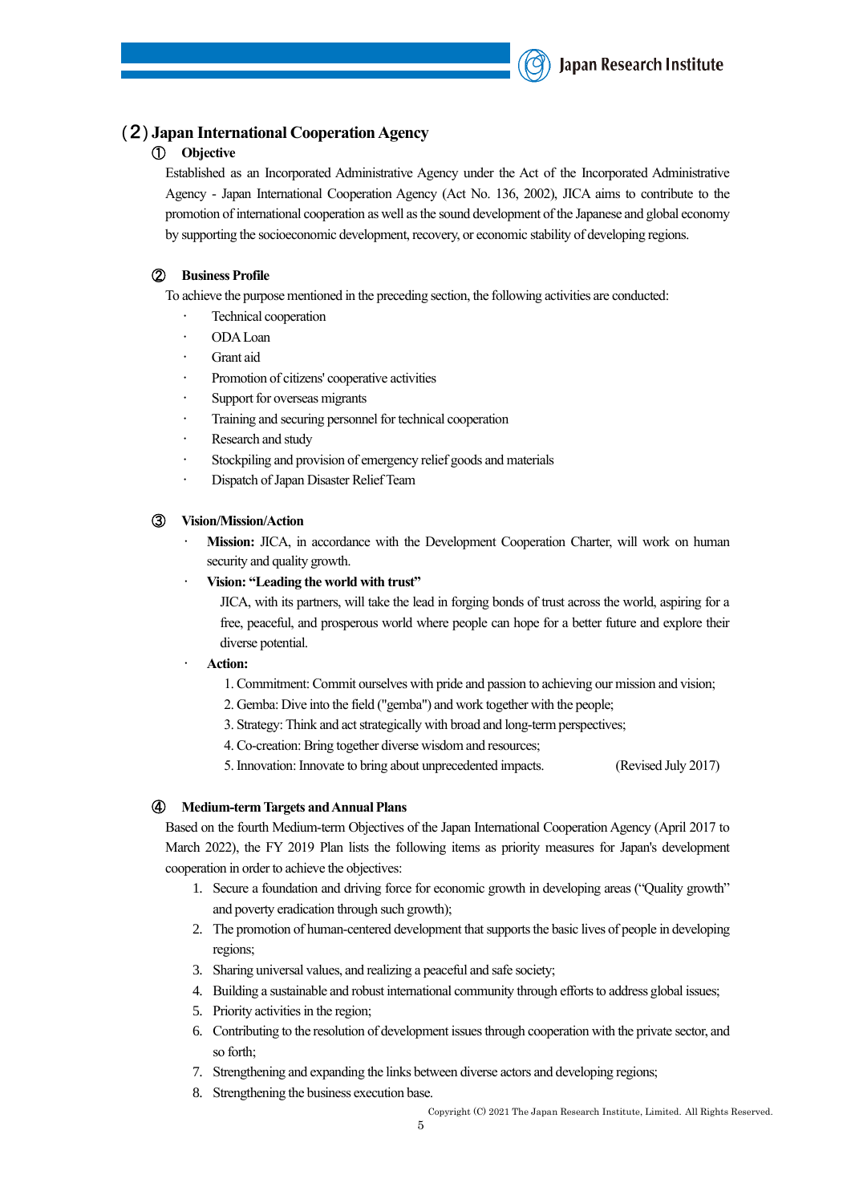## (2) Japan International Cooperation Agency

### ① Objective

Established as an Incorporated Administrative Agency under the Act of the Incorporated Administrative Agency - Japan International Cooperation Agency (Act No. 136, 2002), JICA aims to contribute to the promotion of international cooperation as well as the sound development of the Japanese and global economy by supporting the socioeconomic development, recovery, or economic stability of developing regions.

### ② Business Profile

To achieve the purpose mentioned in the preceding section, the following activities are conducted:

- Technical cooperation
- ODA Loan
- Grant aid
- Promotion of citizens' cooperative activities
- Support for overseas migrants
- Training and securing personnel for technical cooperation
- Research and study
- Stockpiling and provision of emergency relief goods and materials
- Dispatch of Japan Disaster Relief Team

### ③ Vision/Mission/Action

- **Mission:** JICA, in accordance with the Development Cooperation Charter, will work on human security and quality growth.
- **Vision: "Leading the world with trust"**

  JICA, with its partners, will take the lead in forging bonds of trust across the world, aspiring for a free, peaceful, and prosperous world where people can hope for a better future and explore their diverse potential.
- **Action:**
  1. Commitment: Commit ourselves with pride and passion to achieving our mission and vision;
  2. Gemba: Dive into the field ("gemba") and work together with the people;
  3. Strategy: Think and act strategically with broad and long-term perspectives;
  4. Co-creation: Bring together diverse wisdom and resources;
  5. Innovation: Innovate to bring about unprecedented impacts. (Revised July 2017)

### ④ Medium-term Targets and Annual Plans

Based on the fourth Medium-term Objectives of the Japan International Cooperation Agency (April 2017 to March 2022), the FY 2019 Plan lists the following items as priority measures for Japan's development cooperation in order to achieve the objectives:

1. Secure a foundation and driving force for economic growth in developing areas ("Quality growth" and poverty eradication through such growth);
2. The promotion of human-centered development that supports the basic lives of people in developing regions;
3. Sharing universal values, and realizing a peaceful and safe society;
4. Building a sustainable and robust international community through efforts to address global issues;
5. Priority activities in the region;
6. Contributing to the resolution of development issues through cooperation with the private sector, and so forth;
7. Strengthening and expanding the links between diverse actors and developing regions;
8. Strengthening the business execution base.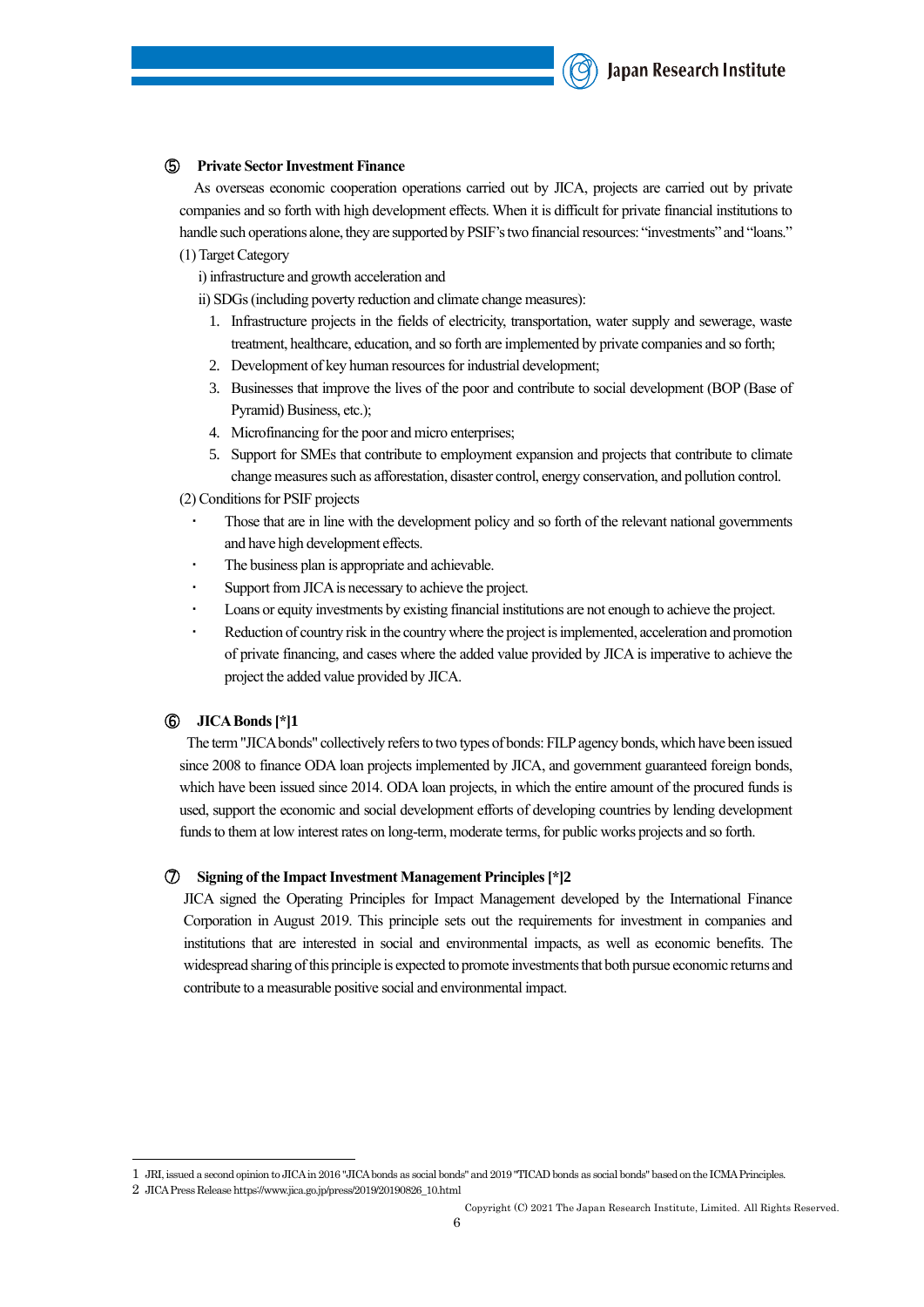### ⑤ Private Sector Investment Finance

As overseas economic cooperation operations carried out by JICA, projects are carried out by private companies and so forth with high development effects. When it is difficult for private financial institutions to handle such operations alone, they are supported by PSIF's two financial resources: "investments" and "loans."

(1) Target Category

i) infrastructure and growth acceleration and

ii) SDGs (including poverty reduction and climate change measures):

1. Infrastructure projects in the fields of electricity, transportation, water supply and sewerage, waste treatment, healthcare, education, and so forth are implemented by private companies and so forth;
2. Development of key human resources for industrial development;
3. Businesses that improve the lives of the poor and contribute to social development (BOP (Base of Pyramid) Business, etc.);
4. Microfinancing for the poor and micro enterprises;
5. Support for SMEs that contribute to employment expansion and projects that contribute to climate change measures such as afforestation, disaster control, energy conservation, and pollution control.

(2) Conditions for PSIF projects

- Those that are in line with the development policy and so forth of the relevant national governments and have high development effects.
- The business plan is appropriate and achievable.
- Support from JICA is necessary to achieve the project.
- Loans or equity investments by existing financial institutions are not enough to achieve the project.
- Reduction of country risk in the country where the project is implemented, acceleration and promotion of private financing, and cases where the added value provided by JICA is imperative to achieve the project the added value provided by JICA.

### ⑥ JICA Bonds [*]1

The term "JICA bonds" collectively refers to two types of bonds: FILP agency bonds, which have been issued since 2008 to finance ODA loan projects implemented by JICA, and government guaranteed foreign bonds, which have been issued since 2014. ODA loan projects, in which the entire amount of the procured funds is used, support the economic and social development efforts of developing countries by lending development funds to them at low interest rates on long-term, moderate terms, for public works projects and so forth.

### ⑦ Signing of the Impact Investment Management Principles [*]2

JICA signed the Operating Principles for Impact Management developed by the International Finance Corporation in August 2019. This principle sets out the requirements for investment in companies and institutions that are interested in social and environmental impacts, as well as economic benefits. The widespread sharing of this principle is expected to promote investments that both pursue economic returns and contribute to a measurable positive social and environmental impact.

---

1 JRI, issued a second opinion to JICA in 2016 "JICA bonds as social bonds" and 2019 "TICAD bonds as social bonds" based on the ICMA Principles.

2 JICA Press Release https://www.jica.go.jp/press/2019/20190826_10.html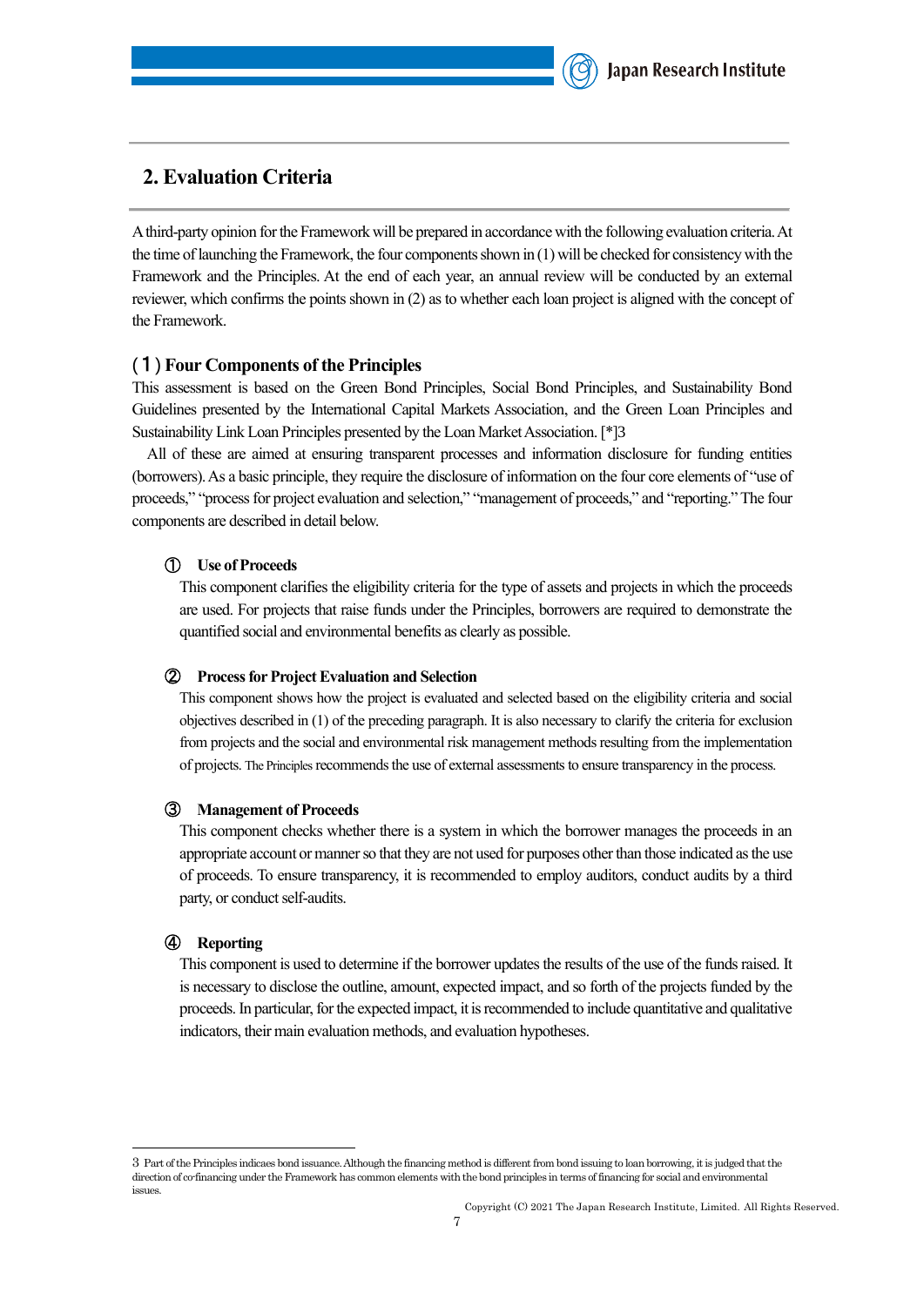## 2. Evaluation Criteria

A third-party opinion for the Framework will be prepared in accordance with the following evaluation criteria. At the time of launching the Framework, the four components shown in (1) will be checked for consistency with the Framework and the Principles. At the end of each year, an annual review will be conducted by an external reviewer, which confirms the points shown in (2) as to whether each loan project is aligned with the concept of the Framework.

### (１) Four Components of the Principles

This assessment is based on the Green Bond Principles, Social Bond Principles, and Sustainability Bond Guidelines presented by the International Capital Markets Association, and the Green Loan Principles and Sustainability Link Loan Principles presented by the Loan Market Association. [*]3

All of these are aimed at ensuring transparent processes and information disclosure for funding entities (borrowers). As a basic principle, they require the disclosure of information on the four core elements of "use of proceeds," "process for project evaluation and selection," "management of proceeds," and "reporting." The four components are described in detail below.

**① Use of Proceeds**

This component clarifies the eligibility criteria for the type of assets and projects in which the proceeds are used. For projects that raise funds under the Principles, borrowers are required to demonstrate the quantified social and environmental benefits as clearly as possible.

**② Process for Project Evaluation and Selection**

This component shows how the project is evaluated and selected based on the eligibility criteria and social objectives described in (1) of the preceding paragraph. It is also necessary to clarify the criteria for exclusion from projects and the social and environmental risk management methods resulting from the implementation of projects. The Principles recommends the use of external assessments to ensure transparency in the process.

**③ Management of Proceeds**

This component checks whether there is a system in which the borrower manages the proceeds in an appropriate account or manner so that they are not used for purposes other than those indicated as the use of proceeds. To ensure transparency, it is recommended to employ auditors, conduct audits by a third party, or conduct self-audits.

**④ Reporting**

This component is used to determine if the borrower updates the results of the use of the funds raised. It is necessary to disclose the outline, amount, expected impact, and so forth of the projects funded by the proceeds. In particular, for the expected impact, it is recommended to include quantitative and qualitative indicators, their main evaluation methods, and evaluation hypotheses.

---

3 Part of the Principles indicaes bond issuance. Although the financing method is different from bond issuing to loan borrowing, it is judged that the direction of co-financing under the Framework has common elements with the bond principles in terms of financing for social and environmental issues.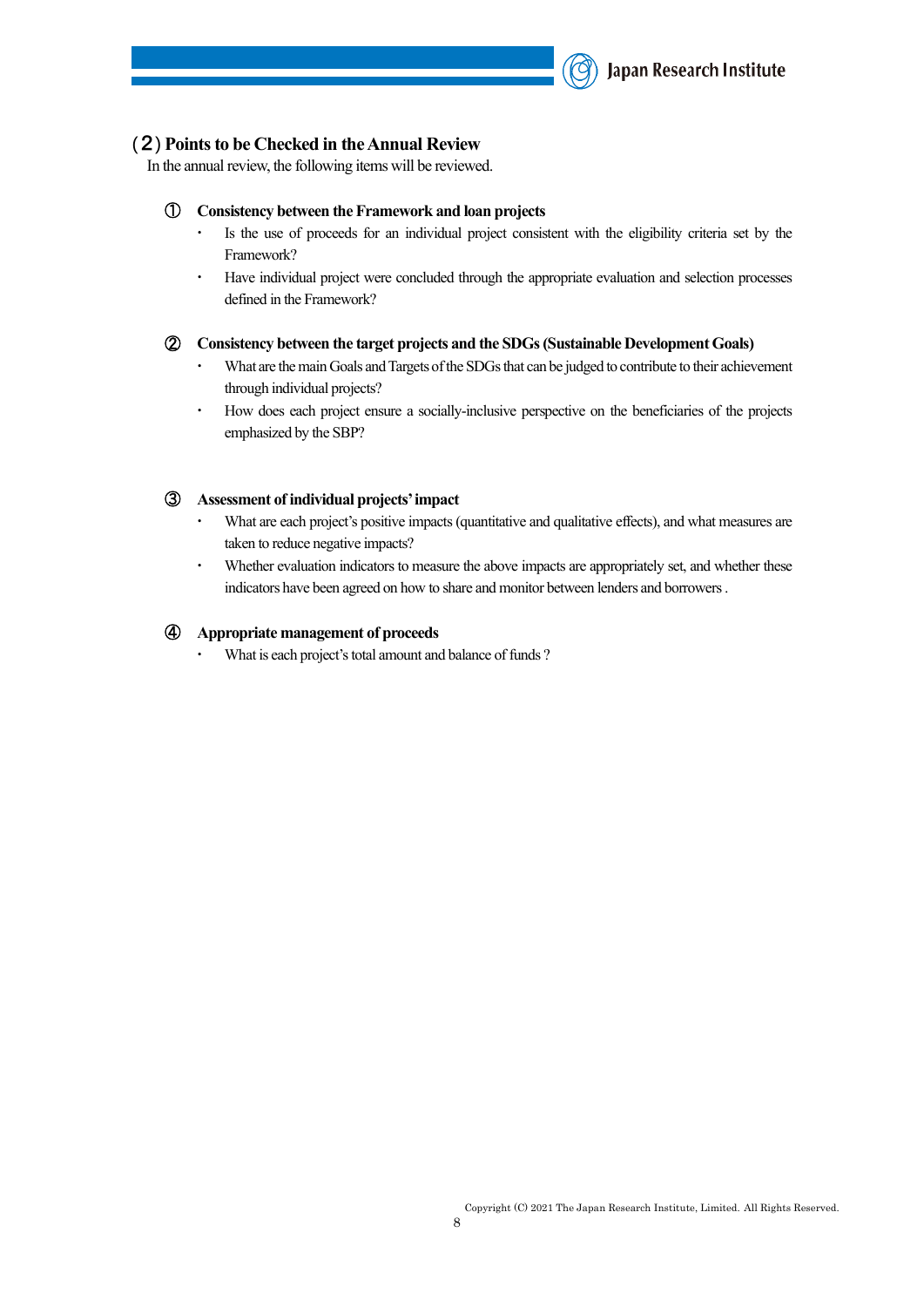## （2）Points to be Checked in the Annual Review

In the annual review, the following items will be reviewed.

### ① Consistency between the Framework and loan projects

- Is the use of proceeds for an individual project consistent with the eligibility criteria set by the Framework?
- Have individual project were concluded through the appropriate evaluation and selection processes defined in the Framework?

### ② Consistency between the target projects and the SDGs (Sustainable Development Goals)

- What are the main Goals and Targets of the SDGs that can be judged to contribute to their achievement through individual projects?
- How does each project ensure a socially-inclusive perspective on the beneficiaries of the projects emphasized by the SBP?

### ③ Assessment of individual projects' impact

- What are each project's positive impacts (quantitative and qualitative effects), and what measures are taken to reduce negative impacts?
- Whether evaluation indicators to measure the above impacts are appropriately set, and whether these indicators have been agreed on how to share and monitor between lenders and borrowers .

### ④ Appropriate management of proceeds

- What is each project's total amount and balance of funds ?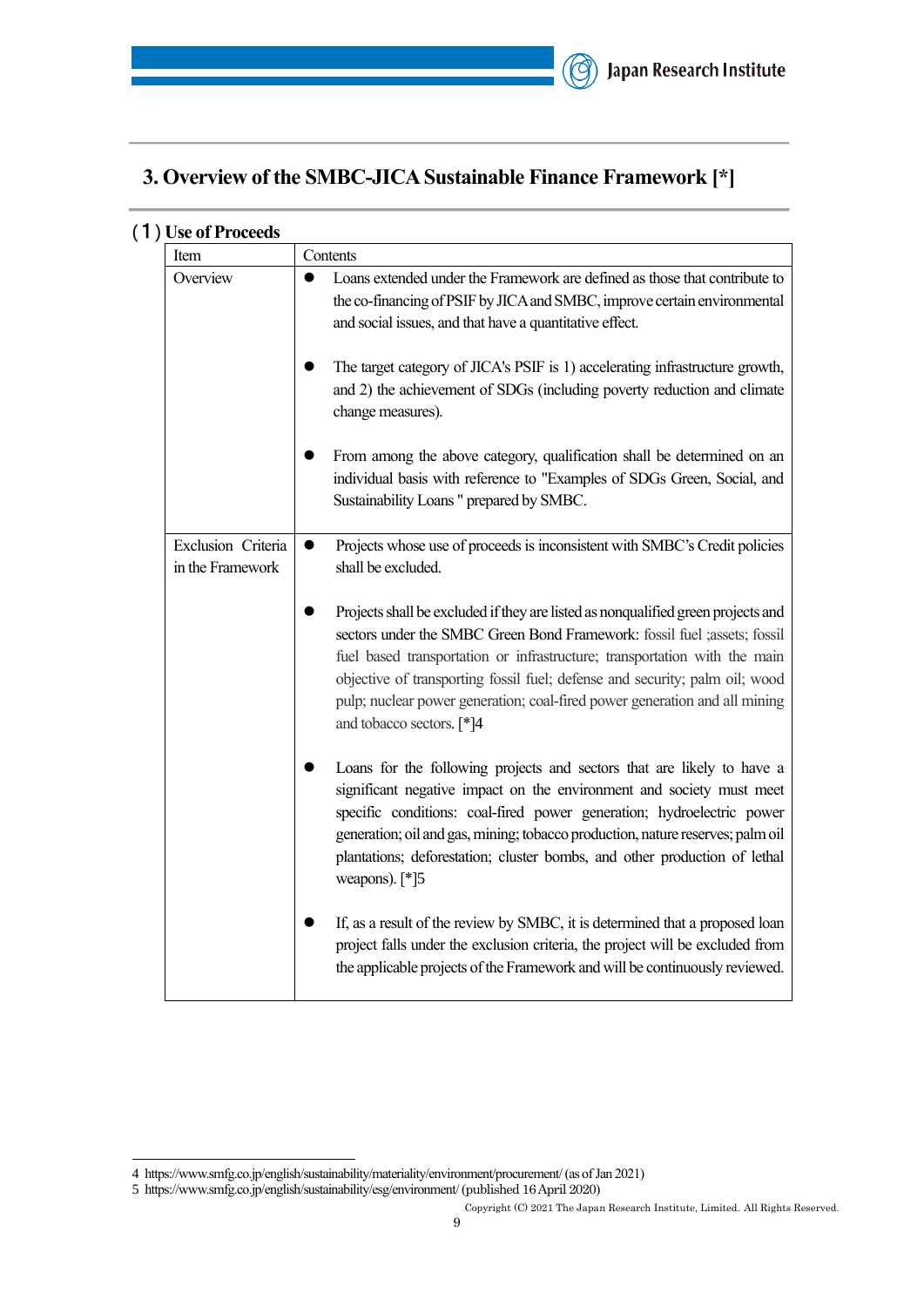## 3. Overview of the SMBC-JICA Sustainable Finance Framework [*]

### (1) Use of Proceeds

| Item | Contents |
|---|---|
| Overview | ● Loans extended under the Framework are defined as those that contribute to the co-financing of PSIF by JICA and SMBC, improve certain environmental and social issues, and that have a quantitative effect.<br><br>● The target category of JICA's PSIF is 1) accelerating infrastructure growth, and 2) the achievement of SDGs (including poverty reduction and climate change measures).<br><br>● From among the above category, qualification shall be determined on an individual basis with reference to "Examples of SDGs Green, Social, and Sustainability Loans " prepared by SMBC. |
| Exclusion Criteria in the Framework | ● Projects whose use of proceeds is inconsistent with SMBC's Credit policies shall be excluded.<br><br>● Projects shall be excluded if they are listed as nonqualified green projects and sectors under the SMBC Green Bond Framework: fossil fuel ;assets; fossil fuel based transportation or infrastructure; transportation with the main objective of transporting fossil fuel; defense and security; palm oil; wood pulp; nuclear power generation; coal-fired power generation and all mining and tobacco sectors. [*]4<br><br>● Loans for the following projects and sectors that are likely to have a significant negative impact on the environment and society must meet specific conditions: coal-fired power generation; hydroelectric power generation; oil and gas, mining; tobacco production, nature reserves; palm oil plantations; deforestation; cluster bombs, and other production of lethal weapons). [*]5<br><br>● If, as a result of the review by SMBC, it is determined that a proposed loan project falls under the exclusion criteria, the project will be excluded from the applicable projects of the Framework and will be continuously reviewed. |

4 https://www.smfg.co.jp/english/sustainability/materiality/environment/procurement/ (as of Jan 2021)
5 https://www.smfg.co.jp/english/sustainability/esg/environment/ (published 16 April 2020)

Copyright (C) 2021 The Japan Research Institute, Limited. All Rights Reserved.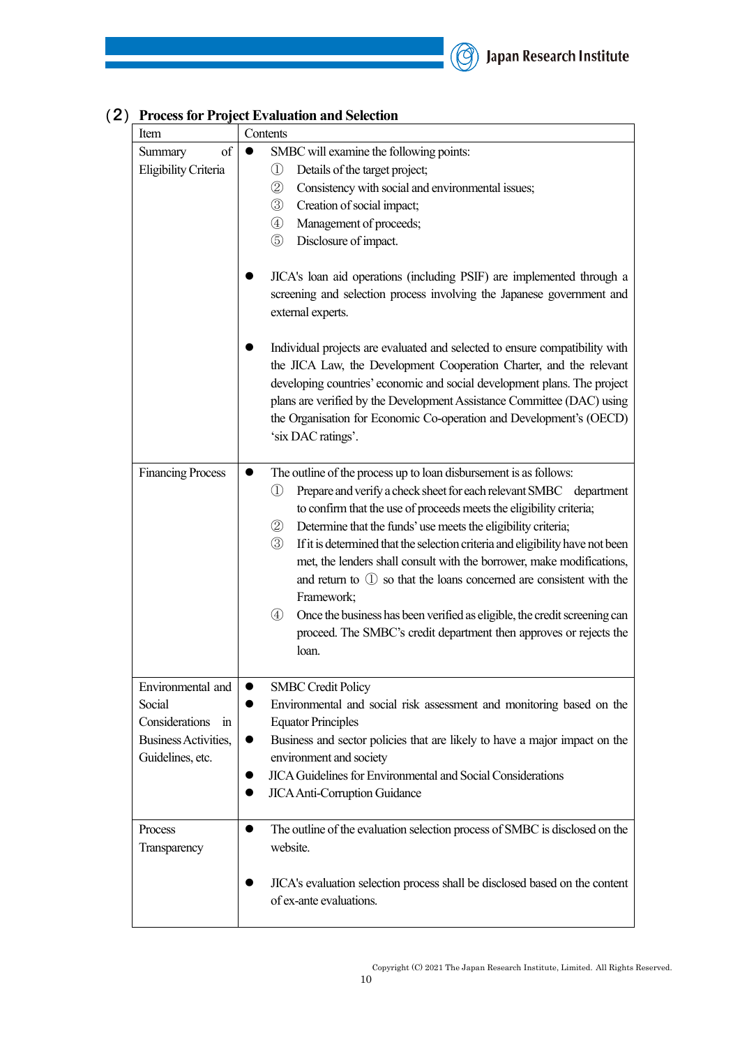## (2) Process for Project Evaluation and Selection

| Item | Contents |
|---|---|
| Summary of Eligibility Criteria | ● SMBC will examine the following points:<br>① Details of the target project;<br>② Consistency with social and environmental issues;<br>③ Creation of social impact;<br>④ Management of proceeds;<br>⑤ Disclosure of impact.<br><br>● JICA's loan aid operations (including PSIF) are implemented through a screening and selection process involving the Japanese government and external experts.<br><br>● Individual projects are evaluated and selected to ensure compatibility with the JICA Law, the Development Cooperation Charter, and the relevant developing countries' economic and social development plans. The project plans are verified by the Development Assistance Committee (DAC) using the Organisation for Economic Co-operation and Development's (OECD) 'six DAC ratings'. |
| Financing Process | ● The outline of the process up to loan disbursement is as follows:<br>① Prepare and verify a check sheet for each relevant SMBC department to confirm that the use of proceeds meets the eligibility criteria;<br>② Determine that the funds' use meets the eligibility criteria;<br>③ If it is determined that the selection criteria and eligibility have not been met, the lenders shall consult with the borrower, make modifications, and return to ① so that the loans concerned are consistent with the Framework;<br>④ Once the business has been verified as eligible, the credit screening can proceed. The SMBC's credit department then approves or rejects the loan. |
| Environmental and Social Considerations in Business Activities, Guidelines, etc. | ● SMBC Credit Policy<br>● Environmental and social risk assessment and monitoring based on the Equator Principles<br>● Business and sector policies that are likely to have a major impact on the environment and society<br>● JICA Guidelines for Environmental and Social Considerations<br>● JICA Anti-Corruption Guidance |
| Process Transparency | ● The outline of the evaluation selection process of SMBC is disclosed on the website.<br><br>● JICA's evaluation selection process shall be disclosed based on the content of ex-ante evaluations. |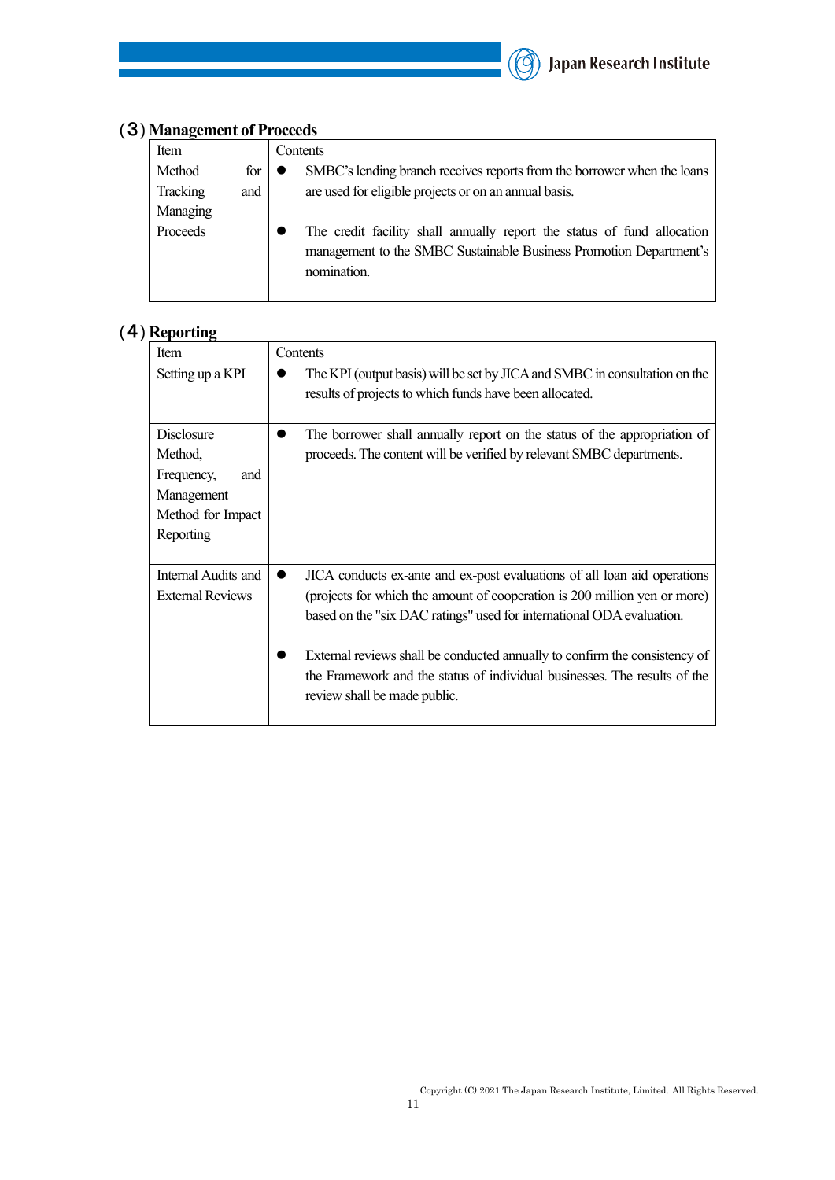## (3) Management of Proceeds

| Item | Contents |
|---|---|
| Method for Tracking and Managing Proceeds | ● SMBC's lending branch receives reports from the borrower when the loans are used for eligible projects or on an annual basis. ● The credit facility shall annually report the status of fund allocation management to the SMBC Sustainable Business Promotion Department's nomination. |

## (4) Reporting

| Item | Contents |
|---|---|
| Setting up a KPI | ● The KPI (output basis) will be set by JICA and SMBC in consultation on the results of projects to which funds have been allocated. |
| Disclosure Method, Frequency, and Management Method for Impact Reporting | ● The borrower shall annually report on the status of the appropriation of proceeds. The content will be verified by relevant SMBC departments. |
| Internal Audits and External Reviews | ● JICA conducts ex-ante and ex-post evaluations of all loan aid operations (projects for which the amount of cooperation is 200 million yen or more) based on the "six DAC ratings" used for international ODA evaluation. ● External reviews shall be conducted annually to confirm the consistency of the Framework and the status of individual businesses. The results of the review shall be made public. |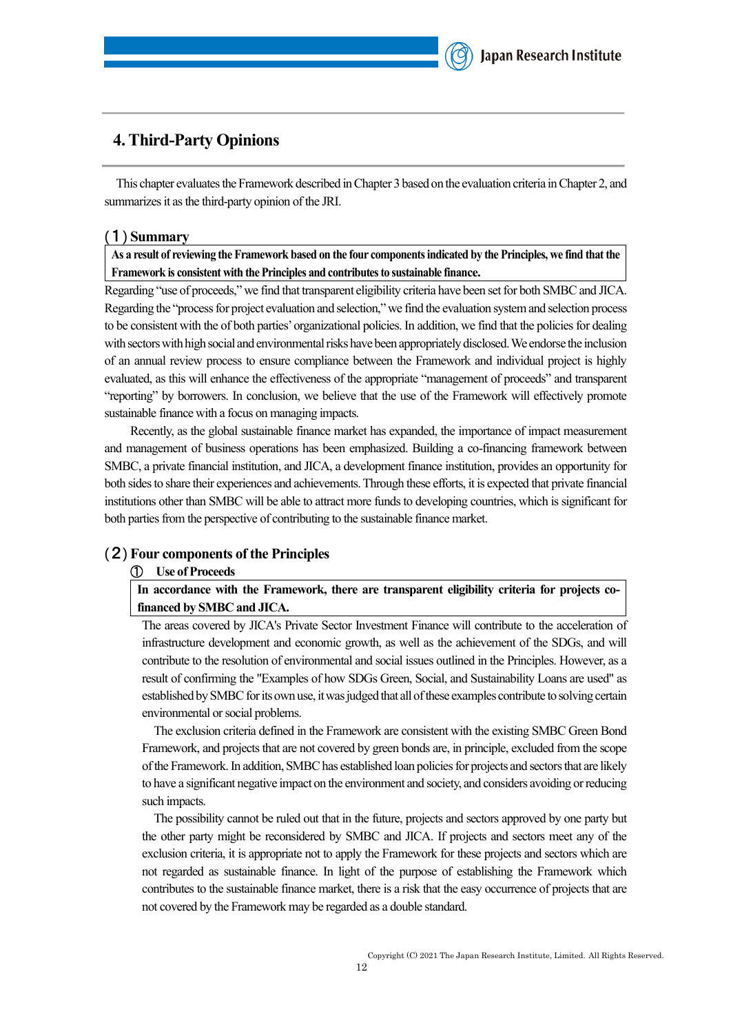# 4. Third-Party Opinions

This chapter evaluates the Framework described in Chapter 3 based on the evaluation criteria in Chapter 2, and summarizes it as the third-party opinion of the JRI.

## (1) Summary

**As a result of reviewing the Framework based on the four components indicated by the Principles, we find that the Framework is consistent with the Principles and contributes to sustainable finance.**

Regarding "use of proceeds," we find that transparent eligibility criteria have been set for both SMBC and JICA. Regarding the "process for project evaluation and selection," we find the evaluation system and selection process to be consistent with the of both parties' organizational policies. In addition, we find that the policies for dealing with sectors with high social and environmental risks have been appropriately disclosed. We endorse the inclusion of an annual review process to ensure compliance between the Framework and individual project is highly evaluated, as this will enhance the effectiveness of the appropriate "management of proceeds" and transparent "reporting" by borrowers. In conclusion, we believe that the use of the Framework will effectively promote sustainable finance with a focus on managing impacts.

Recently, as the global sustainable finance market has expanded, the importance of impact measurement and management of business operations has been emphasized. Building a co-financing framework between SMBC, a private financial institution, and JICA, a development finance institution, provides an opportunity for both sides to share their experiences and achievements. Through these efforts, it is expected that private financial institutions other than SMBC will be able to attract more funds to developing countries, which is significant for both parties from the perspective of contributing to the sustainable finance market.

## (2) Four components of the Principles

### ① Use of Proceeds

**In accordance with the Framework, there are transparent eligibility criteria for projects co-financed by SMBC and JICA.**

The areas covered by JICA's Private Sector Investment Finance will contribute to the acceleration of infrastructure development and economic growth, as well as the achievement of the SDGs, and will contribute to the resolution of environmental and social issues outlined in the Principles. However, as a result of confirming the "Examples of how SDGs Green, Social, and Sustainability Loans are used" as established by SMBC for its own use, it was judged that all of these examples contribute to solving certain environmental or social problems.

The exclusion criteria defined in the Framework are consistent with the existing SMBC Green Bond Framework, and projects that are not covered by green bonds are, in principle, excluded from the scope of the Framework. In addition, SMBC has established loan policies for projects and sectors that are likely to have a significant negative impact on the environment and society, and considers avoiding or reducing such impacts.

The possibility cannot be ruled out that in the future, projects and sectors approved by one party but the other party might be reconsidered by SMBC and JICA. If projects and sectors meet any of the exclusion criteria, it is appropriate not to apply the Framework for these projects and sectors which are not regarded as sustainable finance. In light of the purpose of establishing the Framework which contributes to the sustainable finance market, there is a risk that the easy occurrence of projects that are not covered by the Framework may be regarded as a double standard.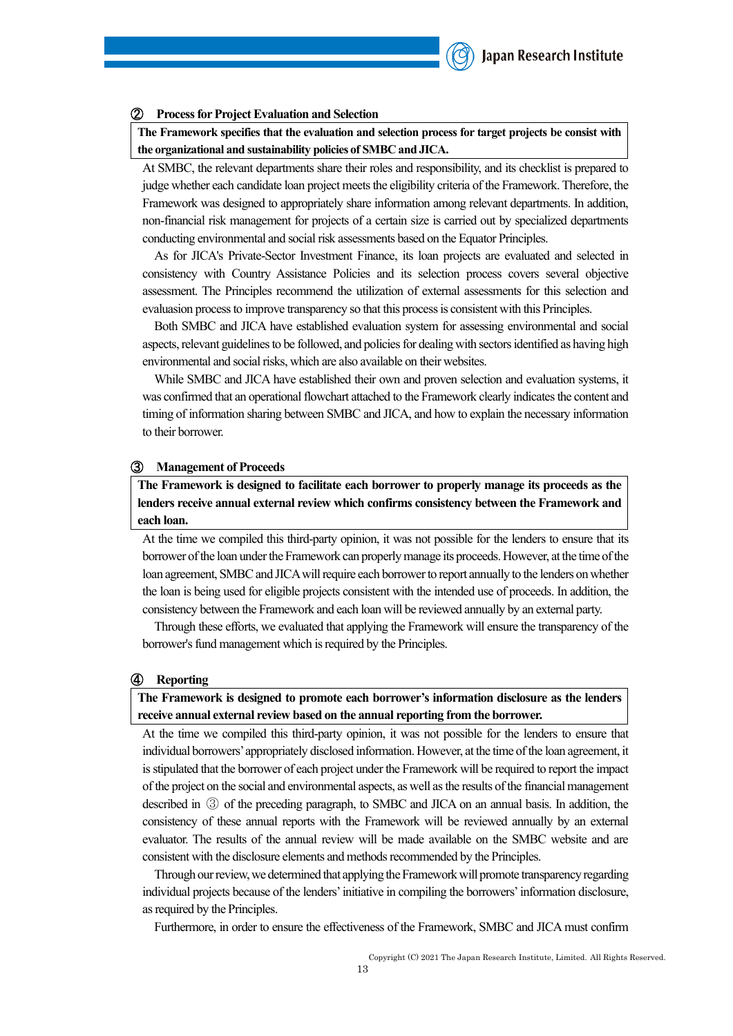### ② Process for Project Evaluation and Selection

**The Framework specifies that the evaluation and selection process for target projects be consist with the organizational and sustainability policies of SMBC and JICA.**

At SMBC, the relevant departments share their roles and responsibility, and its checklist is prepared to judge whether each candidate loan project meets the eligibility criteria of the Framework. Therefore, the Framework was designed to appropriately share information among relevant departments. In addition, non-financial risk management for projects of a certain size is carried out by specialized departments conducting environmental and social risk assessments based on the Equator Principles.

As for JICA's Private-Sector Investment Finance, its loan projects are evaluated and selected in consistency with Country Assistance Policies and its selection process covers several objective assessment. The Principles recommend the utilization of external assessments for this selection and evaluasion process to improve transparency so that this process is consistent with this Principles.

Both SMBC and JICA have established evaluation system for assessing environmental and social aspects, relevant guidelines to be followed, and policies for dealing with sectors identified as having high environmental and social risks, which are also available on their websites.

While SMBC and JICA have established their own and proven selection and evaluation systems, it was confirmed that an operational flowchart attached to the Framework clearly indicates the content and timing of information sharing between SMBC and JICA, and how to explain the necessary information to their borrower.

### ③ Management of Proceeds

**The Framework is designed to facilitate each borrower to properly manage its proceeds as the lenders receive annual external review which confirms consistency between the Framework and each loan.**

At the time we compiled this third-party opinion, it was not possible for the lenders to ensure that its borrower of the loan under the Framework can properly manage its proceeds. However, at the time of the loan agreement, SMBC and JICA will require each borrower to report annually to the lenders on whether the loan is being used for eligible projects consistent with the intended use of proceeds. In addition, the consistency between the Framework and each loan will be reviewed annually by an external party.

Through these efforts, we evaluated that applying the Framework will ensure the transparency of the borrower's fund management which is required by the Principles.

### ④ Reporting

**The Framework is designed to promote each borrower's information disclosure as the lenders receive annual external review based on the annual reporting from the borrower.**

At the time we compiled this third-party opinion, it was not possible for the lenders to ensure that individual borrowers' appropriately disclosed information. However, at the time of the loan agreement, it is stipulated that the borrower of each project under the Framework will be required to report the impact of the project on the social and environmental aspects, as well as the results of the financial management described in ③ of the preceding paragraph, to SMBC and JICA on an annual basis. In addition, the consistency of these annual reports with the Framework will be reviewed annually by an external evaluator. The results of the annual review will be made available on the SMBC website and are consistent with the disclosure elements and methods recommended by the Principles.

Through our review, we determined that applying the Framework will promote transparency regarding individual projects because of the lenders' initiative in compiling the borrowers' information disclosure, as required by the Principles.

Furthermore, in order to ensure the effectiveness of the Framework, SMBC and JICA must confirm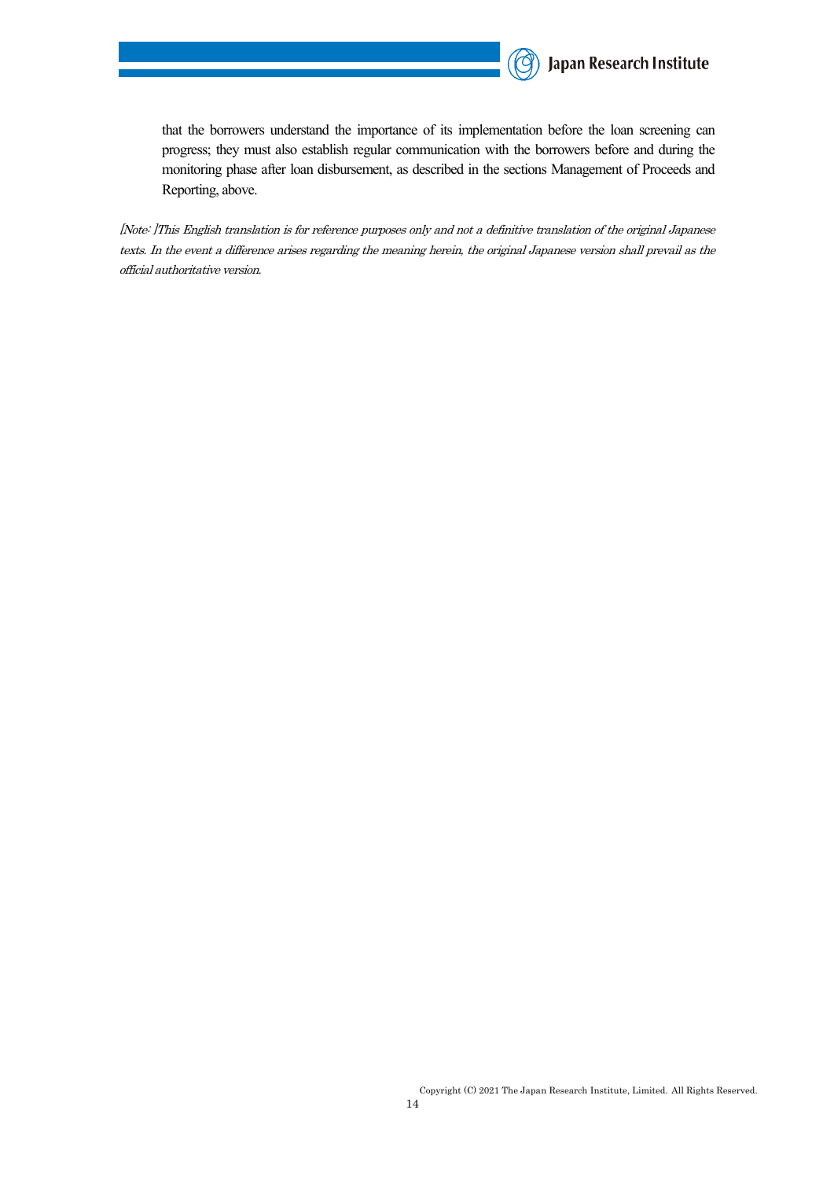that the borrowers understand the importance of its implementation before the loan screening can progress; they must also establish regular communication with the borrowers before and during the monitoring phase after loan disbursement, as described in the sections Management of Proceeds and Reporting, above.

*[Note: ]This English translation is for reference purposes only and not a definitive translation of the original Japanese texts. In the event a difference arises regarding the meaning herein, the original Japanese version shall prevail as the official authoritative version.*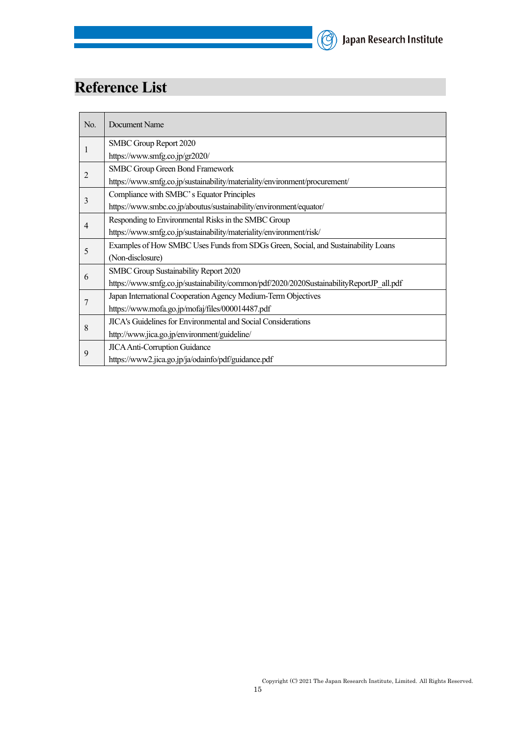# Reference List

| No. | Document Name |
|---|---|
| 1 | SMBC Group Report 2020<br>https://www.smfg.co.jp/gr2020/ |
| 2 | SMBC Group Green Bond Framework<br>https://www.smfg.co.jp/sustainability/materiality/environment/procurement/ |
| 3 | Compliance with SMBC's Equator Principles<br>https://www.smbc.co.jp/aboutus/sustainability/environment/equator/ |
| 4 | Responding to Environmental Risks in the SMBC Group<br>https://www.smfg.co.jp/sustainability/materiality/environment/risk/ |
| 5 | Examples of How SMBC Uses Funds from SDGs Green, Social, and Sustainability Loans<br>(Non-disclosure) |
| 6 | SMBC Group Sustainability Report 2020<br>https://www.smfg.co.jp/sustainability/common/pdf/2020/2020SustainabilityReportJP_all.pdf |
| 7 | Japan International Cooperation Agency Medium-Term Objectives<br>https://www.mofa.go.jp/mofaj/files/000014487.pdf |
| 8 | JICA's Guidelines for Environmental and Social Considerations<br>http://www.jica.go.jp/environment/guideline/ |
| 9 | JICA Anti-Corruption Guidance<br>https://www2.jica.go.jp/ja/odainfo/pdf/guidance.pdf |

Copyright (C) 2021 The Japan Research Institute, Limited. All Rights Reserved.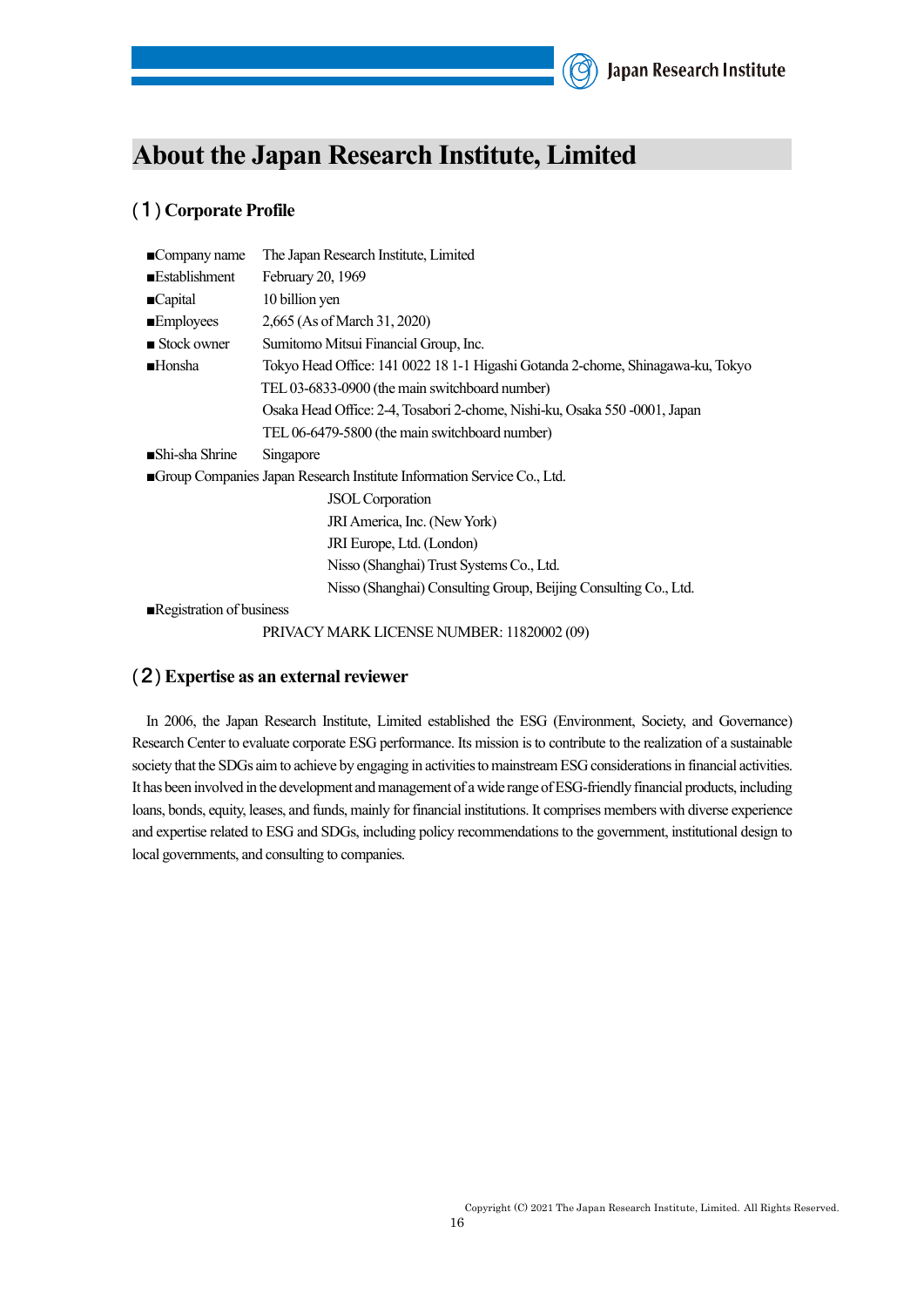# About the Japan Research Institute, Limited

## (1) Corporate Profile

■Company name The Japan Research Institute, Limited
■Establishment February 20, 1969
■Capital 10 billion yen
■Employees 2,665 (As of March 31, 2020)
■ Stock owner Sumitomo Mitsui Financial Group, Inc.
■Honsha Tokyo Head Office: 141 0022 18 1-1 Higashi Gotanda 2-chome, Shinagawa-ku, Tokyo
TEL 03-6833-0900 (the main switchboard number)
Osaka Head Office: 2-4, Tosabori 2-chome, Nishi-ku, Osaka 550 -0001, Japan
TEL 06-6479-5800 (the main switchboard number)
■Shi-sha Shrine Singapore
■Group Companies Japan Research Institute Information Service Co., Ltd.
JSOL Corporation
JRI America, Inc. (New York)
JRI Europe, Ltd. (London)
Nisso (Shanghai) Trust Systems Co., Ltd.
Nisso (Shanghai) Consulting Group, Beijing Consulting Co., Ltd.
■Registration of business
PRIVACY MARK LICENSE NUMBER: 11820002 (09)

## (2) Expertise as an external reviewer

In 2006, the Japan Research Institute, Limited established the ESG (Environment, Society, and Governance) Research Center to evaluate corporate ESG performance. Its mission is to contribute to the realization of a sustainable society that the SDGs aim to achieve by engaging in activities to mainstream ESG considerations in financial activities. It has been involved in the development and management of a wide range of ESG-friendly financial products, including loans, bonds, equity, leases, and funds, mainly for financial institutions. It comprises members with diverse experience and expertise related to ESG and SDGs, including policy recommendations to the government, institutional design to local governments, and consulting to companies.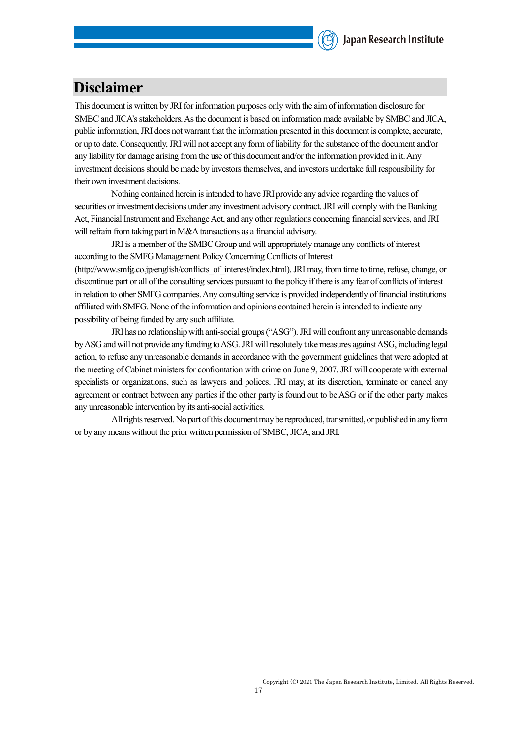# Disclaimer

This document is written by JRI for information purposes only with the aim of information disclosure for SMBC and JICA's stakeholders. As the document is based on information made available by SMBC and JICA, public information, JRI does not warrant that the information presented in this document is complete, accurate, or up to date. Consequently, JRI will not accept any form of liability for the substance of the document and/or any liability for damage arising from the use of this document and/or the information provided in it. Any investment decisions should be made by investors themselves, and investors undertake full responsibility for their own investment decisions.

Nothing contained herein is intended to have JRI provide any advice regarding the values of securities or investment decisions under any investment advisory contract. JRI will comply with the Banking Act, Financial Instrument and Exchange Act, and any other regulations concerning financial services, and JRI will refrain from taking part in M&A transactions as a financial advisory.

JRI is a member of the SMBC Group and will appropriately manage any conflicts of interest according to the SMFG Management Policy Concerning Conflicts of Interest (http://www.smfg.co.jp/english/conflicts_of_interest/index.html). JRI may, from time to time, refuse, change, or discontinue part or all of the consulting services pursuant to the policy if there is any fear of conflicts of interest in relation to other SMFG companies. Any consulting service is provided independently of financial institutions affiliated with SMFG. None of the information and opinions contained herein is intended to indicate any possibility of being funded by any such affiliate.

JRI has no relationship with anti-social groups ("ASG"). JRI will confront any unreasonable demands by ASG and will not provide any funding to ASG. JRI will resolutely take measures against ASG, including legal action, to refuse any unreasonable demands in accordance with the government guidelines that were adopted at the meeting of Cabinet ministers for confrontation with crime on June 9, 2007. JRI will cooperate with external specialists or organizations, such as lawyers and polices. JRI may, at its discretion, terminate or cancel any agreement or contract between any parties if the other party is found out to be ASG or if the other party makes any unreasonable intervention by its anti-social activities.

All rights reserved. No part of this document may be reproduced, transmitted, or published in any form or by any means without the prior written permission of SMBC, JICA, and JRI.